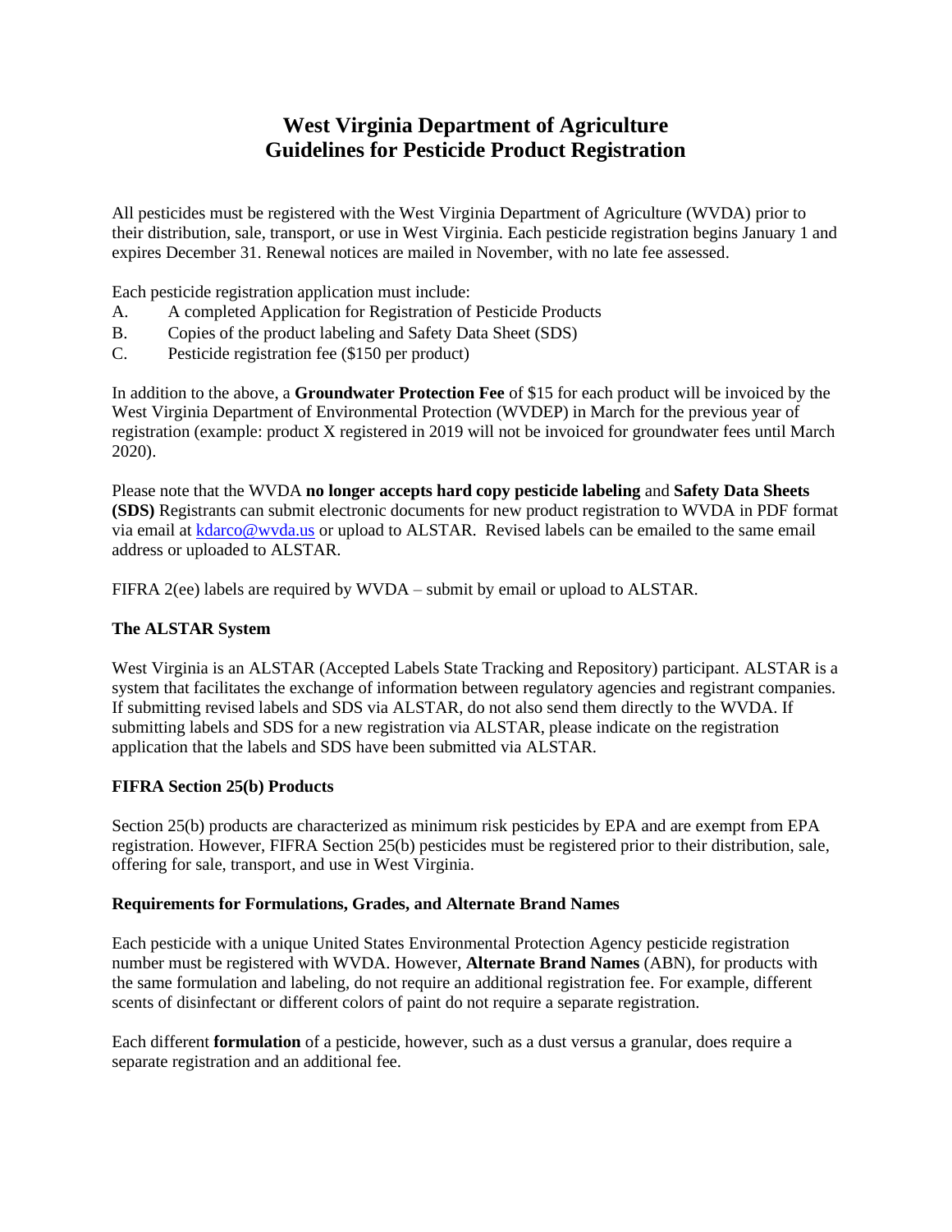# West Virginia Department of Agriculture
# Guidelines for Pesticide Product Registration

All pesticides must be registered with the West Virginia Department of Agriculture (WVDA) prior to their distribution, sale, transport, or use in West Virginia. Each pesticide registration begins January 1 and expires December 31. Renewal notices are mailed in November, with no late fee assessed.

Each pesticide registration application must include:

A. A completed Application for Registration of Pesticide Products
B. Copies of the product labeling and Safety Data Sheet (SDS)
C. Pesticide registration fee ($150 per product)

In addition to the above, a **Groundwater Protection Fee** of $15 for each product will be invoiced by the West Virginia Department of Environmental Protection (WVDEP) in March for the previous year of registration (example: product X registered in 2019 will not be invoiced for groundwater fees until March 2020).

Please note that the WVDA **no longer accepts hard copy pesticide labeling** and **Safety Data Sheets (SDS)** Registrants can submit electronic documents for new product registration to WVDA in PDF format via email at kdarco@wvda.us or upload to ALSTAR. Revised labels can be emailed to the same email address or uploaded to ALSTAR.

FIFRA 2(ee) labels are required by WVDA – submit by email or upload to ALSTAR.

### The ALSTAR System

West Virginia is an ALSTAR (Accepted Labels State Tracking and Repository) participant. ALSTAR is a system that facilitates the exchange of information between regulatory agencies and registrant companies. If submitting revised labels and SDS via ALSTAR, do not also send them directly to the WVDA. If submitting labels and SDS for a new registration via ALSTAR, please indicate on the registration application that the labels and SDS have been submitted via ALSTAR.

### FIFRA Section 25(b) Products

Section 25(b) products are characterized as minimum risk pesticides by EPA and are exempt from EPA registration. However, FIFRA Section 25(b) pesticides must be registered prior to their distribution, sale, offering for sale, transport, and use in West Virginia.

### Requirements for Formulations, Grades, and Alternate Brand Names

Each pesticide with a unique United States Environmental Protection Agency pesticide registration number must be registered with WVDA. However, **Alternate Brand Names** (ABN), for products with the same formulation and labeling, do not require an additional registration fee. For example, different scents of disinfectant or different colors of paint do not require a separate registration.

Each different **formulation** of a pesticide, however, such as a dust versus a granular, does require a separate registration and an additional fee.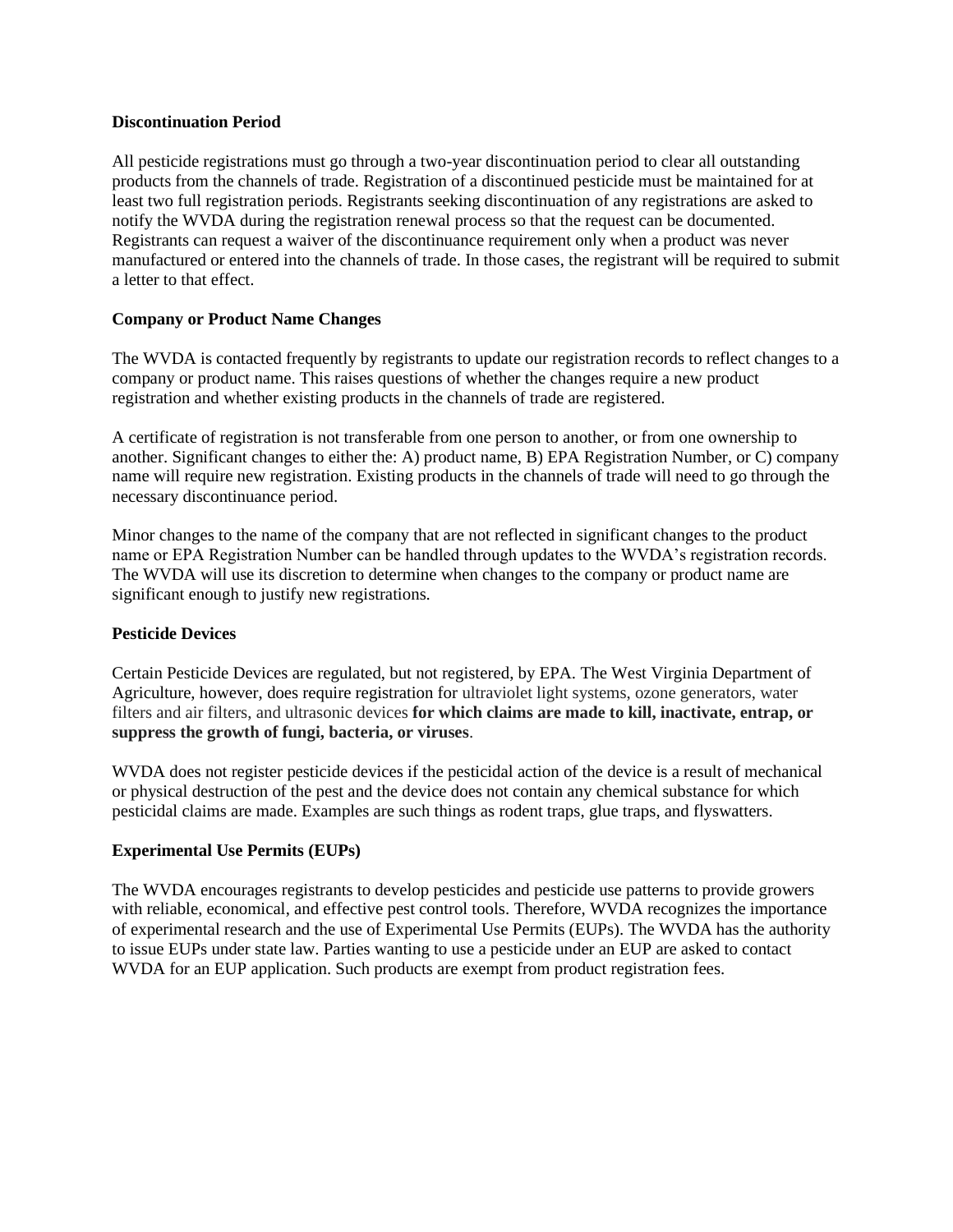**Discontinuation Period**

All pesticide registrations must go through a two-year discontinuation period to clear all outstanding products from the channels of trade. Registration of a discontinued pesticide must be maintained for at least two full registration periods. Registrants seeking discontinuation of any registrations are asked to notify the WVDA during the registration renewal process so that the request can be documented. Registrants can request a waiver of the discontinuance requirement only when a product was never manufactured or entered into the channels of trade. In those cases, the registrant will be required to submit a letter to that effect.

**Company or Product Name Changes**

The WVDA is contacted frequently by registrants to update our registration records to reflect changes to a company or product name. This raises questions of whether the changes require a new product registration and whether existing products in the channels of trade are registered.

A certificate of registration is not transferable from one person to another, or from one ownership to another. Significant changes to either the: A) product name, B) EPA Registration Number, or C) company name will require new registration. Existing products in the channels of trade will need to go through the necessary discontinuance period.

Minor changes to the name of the company that are not reflected in significant changes to the product name or EPA Registration Number can be handled through updates to the WVDA's registration records. The WVDA will use its discretion to determine when changes to the company or product name are significant enough to justify new registrations.

**Pesticide Devices**

Certain Pesticide Devices are regulated, but not registered, by EPA. The West Virginia Department of Agriculture, however, does require registration for ultraviolet light systems, ozone generators, water filters and air filters, and ultrasonic devices **for which claims are made to kill, inactivate, entrap, or suppress the growth of fungi, bacteria, or viruses**.

WVDA does not register pesticide devices if the pesticidal action of the device is a result of mechanical or physical destruction of the pest and the device does not contain any chemical substance for which pesticidal claims are made. Examples are such things as rodent traps, glue traps, and flyswatters.

**Experimental Use Permits (EUPs)**

The WVDA encourages registrants to develop pesticides and pesticide use patterns to provide growers with reliable, economical, and effective pest control tools. Therefore, WVDA recognizes the importance of experimental research and the use of Experimental Use Permits (EUPs). The WVDA has the authority to issue EUPs under state law. Parties wanting to use a pesticide under an EUP are asked to contact WVDA for an EUP application. Such products are exempt from product registration fees.